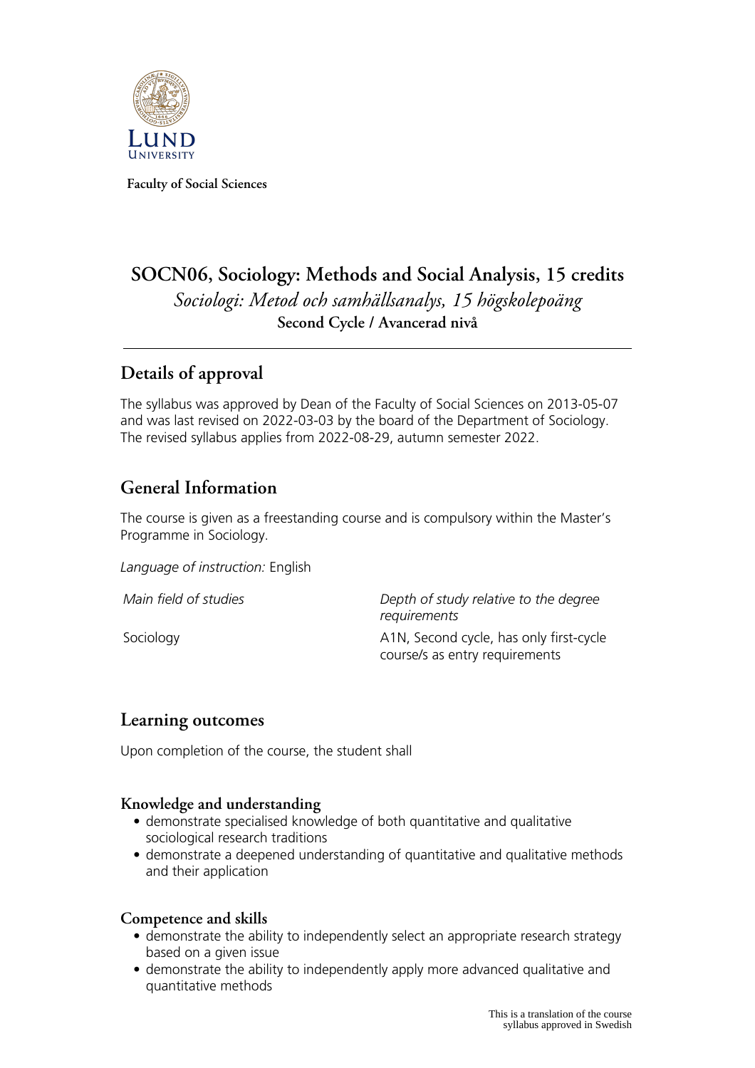Faculty of Social Sciences

# SOCN06, Sociology: Methods and Social Analysis, 15 credits

*Sociologi: Metod och samhällsanalys, 15 högskolepoäng*

**Second Cycle / Avancerad nivå**

## Details of approval

The syllabus was approved by Dean of the Faculty of Social Sciences on 2013-05-07 and was last revised on 2022-03-03 by the board of the Department of Sociology. The revised syllabus applies from 2022-08-29, autumn semester 2022.

## General Information

The course is given as a freestanding course and is compulsory within the Master's Programme in Sociology.

*Language of instruction:* English

| *Main field of studies* | *Depth of study relative to the degree requirements* |
|---|---|
| Sociology | A1N, Second cycle, has only first-cycle course/s as entry requirements |

## Learning outcomes

Upon completion of the course, the student shall

### Knowledge and understanding

- demonstrate specialised knowledge of both quantitative and qualitative sociological research traditions
- demonstrate a deepened understanding of quantitative and qualitative methods and their application

### Competence and skills

- demonstrate the ability to independently select an appropriate research strategy based on a given issue
- demonstrate the ability to independently apply more advanced qualitative and quantitative methods

This is a translation of the course syllabus approved in Swedish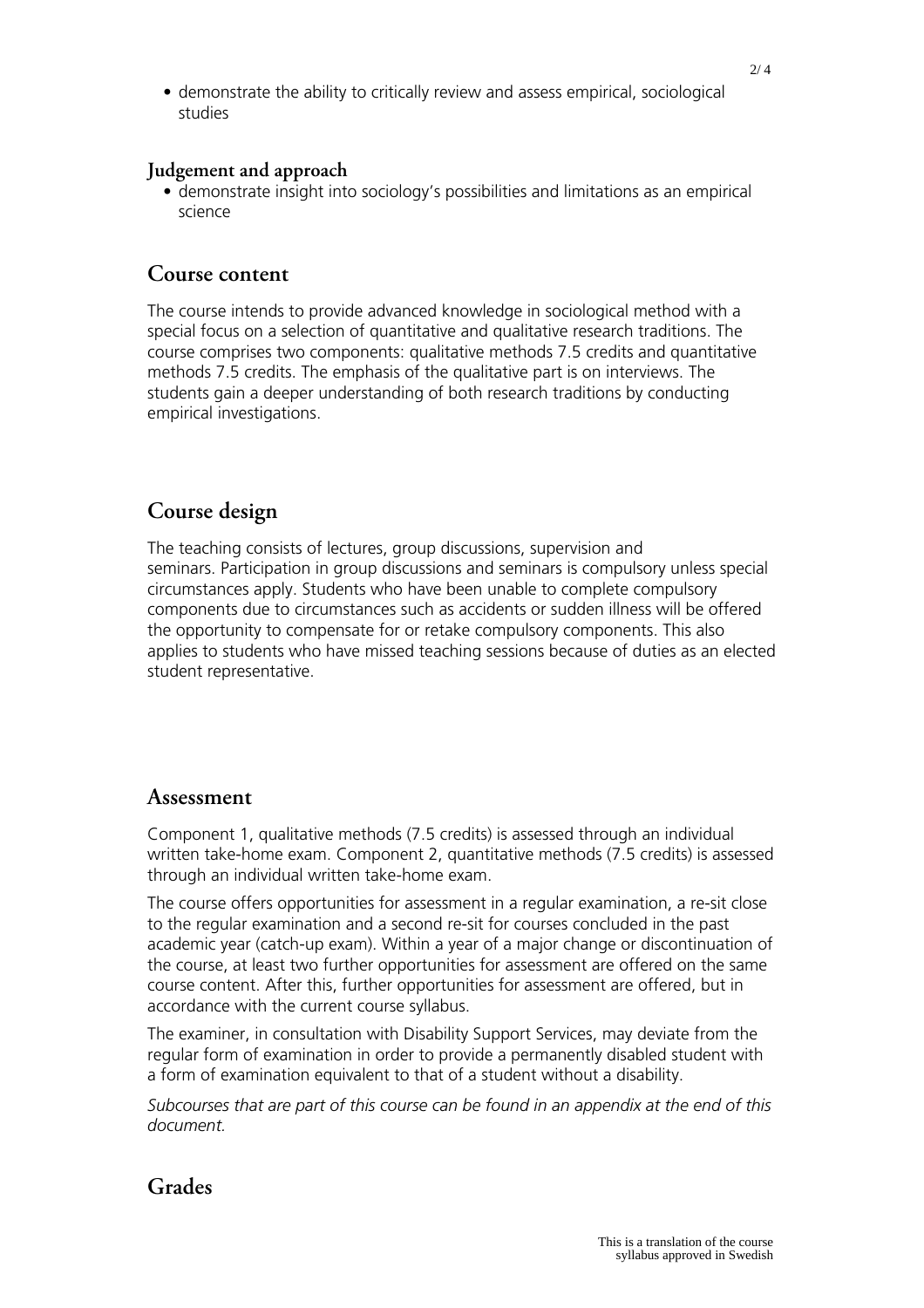- demonstrate the ability to critically review and assess empirical, sociological studies

### Judgement and approach

- demonstrate insight into sociology's possibilities and limitations as an empirical science

## Course content

The course intends to provide advanced knowledge in sociological method with a special focus on a selection of quantitative and qualitative research traditions. The course comprises two components: qualitative methods 7.5 credits and quantitative methods 7.5 credits. The emphasis of the qualitative part is on interviews. The students gain a deeper understanding of both research traditions by conducting empirical investigations.

## Course design

The teaching consists of lectures, group discussions, supervision and seminars. Participation in group discussions and seminars is compulsory unless special circumstances apply. Students who have been unable to complete compulsory components due to circumstances such as accidents or sudden illness will be offered the opportunity to compensate for or retake compulsory components. This also applies to students who have missed teaching sessions because of duties as an elected student representative.

## Assessment

Component 1, qualitative methods (7.5 credits) is assessed through an individual written take-home exam. Component 2, quantitative methods (7.5 credits) is assessed through an individual written take-home exam.

The course offers opportunities for assessment in a regular examination, a re-sit close to the regular examination and a second re-sit for courses concluded in the past academic year (catch-up exam). Within a year of a major change or discontinuation of the course, at least two further opportunities for assessment are offered on the same course content. After this, further opportunities for assessment are offered, but in accordance with the current course syllabus.

The examiner, in consultation with Disability Support Services, may deviate from the regular form of examination in order to provide a permanently disabled student with a form of examination equivalent to that of a student without a disability.

*Subcourses that are part of this course can be found in an appendix at the end of this document.*

## Grades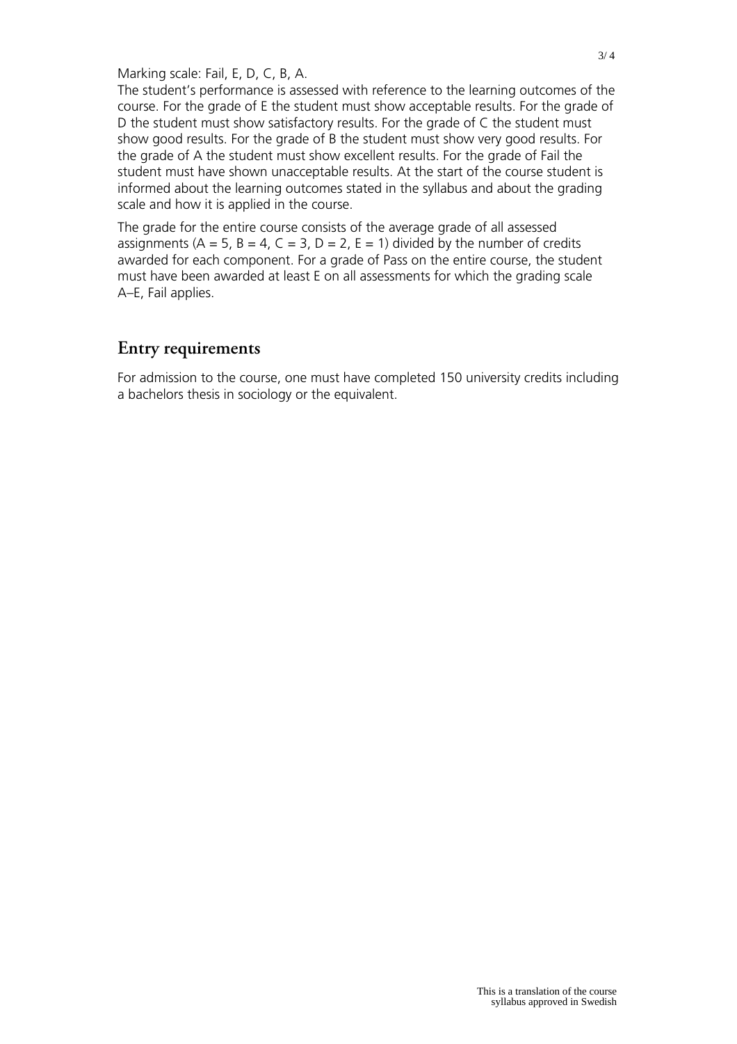Marking scale: Fail, E, D, C, B, A.
The student's performance is assessed with reference to the learning outcomes of the course. For the grade of E the student must show acceptable results. For the grade of D the student must show satisfactory results. For the grade of C the student must show good results. For the grade of B the student must show very good results. For the grade of A the student must show excellent results. For the grade of Fail the student must have shown unacceptable results. At the start of the course student is informed about the learning outcomes stated in the syllabus and about the grading scale and how it is applied in the course.

The grade for the entire course consists of the average grade of all assessed assignments (A = 5, B = 4, C = 3, D = 2, E = 1) divided by the number of credits awarded for each component. For a grade of Pass on the entire course, the student must have been awarded at least E on all assessments for which the grading scale A–E, Fail applies.

## Entry requirements

For admission to the course, one must have completed 150 university credits including a bachelors thesis in sociology or the equivalent.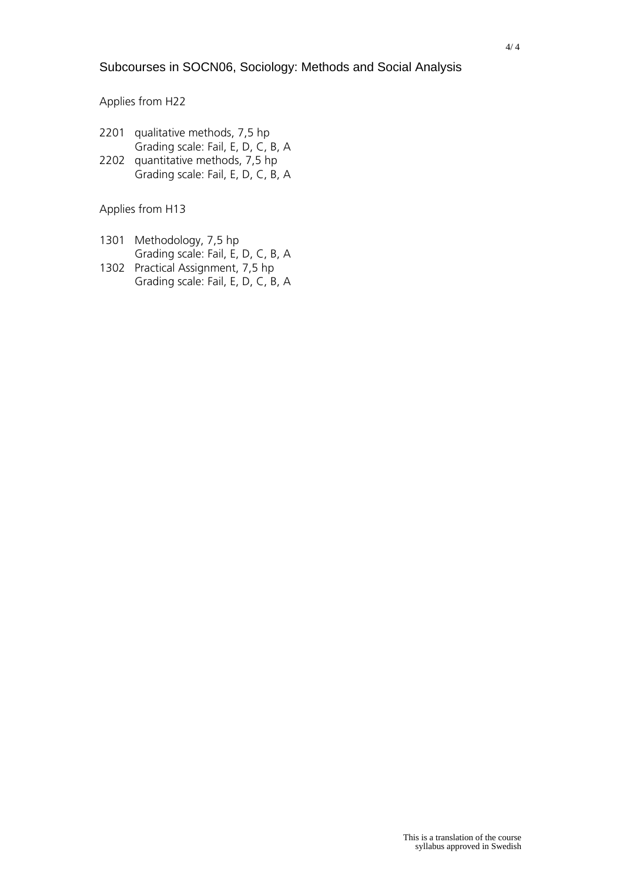## Subcourses in SOCN06, Sociology: Methods and Social Analysis

Applies from H22

2201 qualitative methods, 7,5 hp
Grading scale: Fail, E, D, C, B, A
2202 quantitative methods, 7,5 hp
Grading scale: Fail, E, D, C, B, A

Applies from H13

1301 Methodology, 7,5 hp
Grading scale: Fail, E, D, C, B, A
1302 Practical Assignment, 7,5 hp
Grading scale: Fail, E, D, C, B, A

This is a translation of the course syllabus approved in Swedish